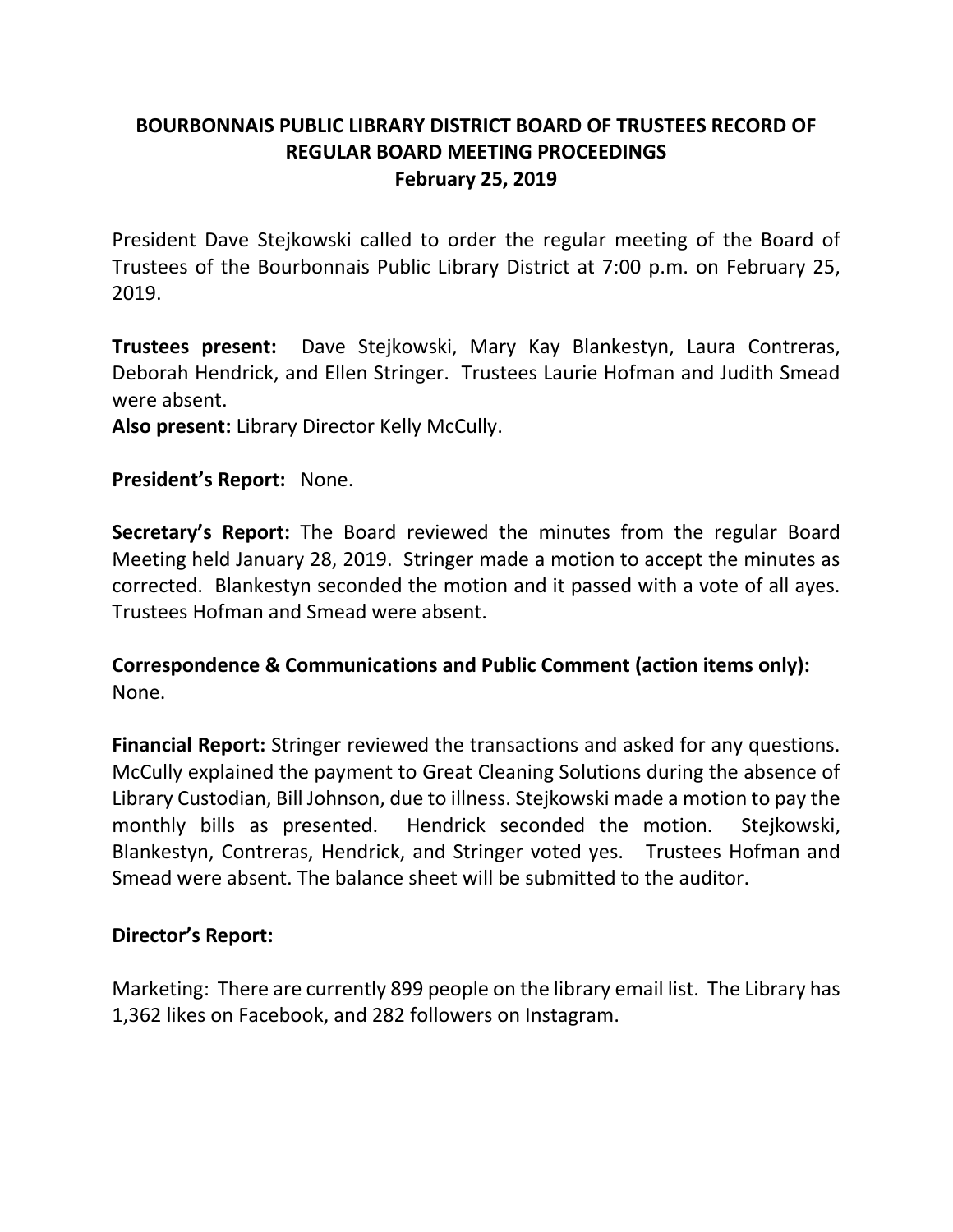# BOURBONNAIS PUBLIC LIBRARY DISTRICT BOARD OF TRUSTEES RECORD OF REGULAR BOARD MEETING PROCEEDINGS
## February 25, 2019

President Dave Stejkowski called to order the regular meeting of the Board of Trustees of the Bourbonnais Public Library District at 7:00 p.m. on February 25, 2019.

**Trustees present:** Dave Stejkowski, Mary Kay Blankestyn, Laura Contreras, Deborah Hendrick, and Ellen Stringer. Trustees Laurie Hofman and Judith Smead were absent.
**Also present:** Library Director Kelly McCully.

**President's Report:** None.

**Secretary's Report:** The Board reviewed the minutes from the regular Board Meeting held January 28, 2019. Stringer made a motion to accept the minutes as corrected. Blankestyn seconded the motion and it passed with a vote of all ayes. Trustees Hofman and Smead were absent.

**Correspondence & Communications and Public Comment (action items only):** None.

**Financial Report:** Stringer reviewed the transactions and asked for any questions. McCully explained the payment to Great Cleaning Solutions during the absence of Library Custodian, Bill Johnson, due to illness. Stejkowski made a motion to pay the monthly bills as presented. Hendrick seconded the motion. Stejkowski, Blankestyn, Contreras, Hendrick, and Stringer voted yes. Trustees Hofman and Smead were absent. The balance sheet will be submitted to the auditor.

**Director's Report:**

Marketing: There are currently 899 people on the library email list. The Library has 1,362 likes on Facebook, and 282 followers on Instagram.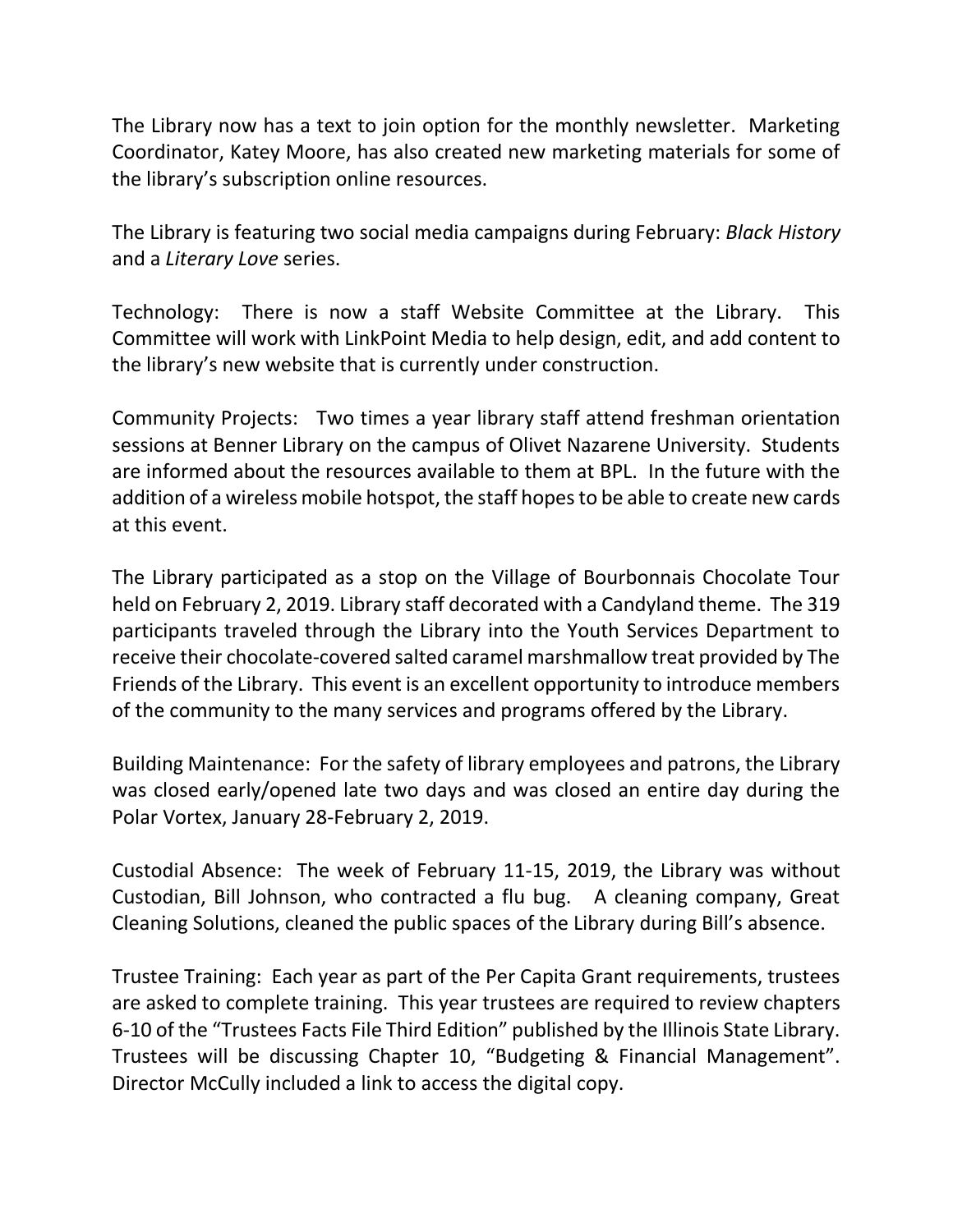The Library now has a text to join option for the monthly newsletter. Marketing Coordinator, Katey Moore, has also created new marketing materials for some of the library's subscription online resources.

The Library is featuring two social media campaigns during February: *Black History* and a *Literary Love* series.

Technology: There is now a staff Website Committee at the Library. This Committee will work with LinkPoint Media to help design, edit, and add content to the library's new website that is currently under construction.

Community Projects: Two times a year library staff attend freshman orientation sessions at Benner Library on the campus of Olivet Nazarene University. Students are informed about the resources available to them at BPL. In the future with the addition of a wireless mobile hotspot, the staff hopes to be able to create new cards at this event.

The Library participated as a stop on the Village of Bourbonnais Chocolate Tour held on February 2, 2019. Library staff decorated with a Candyland theme. The 319 participants traveled through the Library into the Youth Services Department to receive their chocolate-covered salted caramel marshmallow treat provided by The Friends of the Library. This event is an excellent opportunity to introduce members of the community to the many services and programs offered by the Library.

Building Maintenance: For the safety of library employees and patrons, the Library was closed early/opened late two days and was closed an entire day during the Polar Vortex, January 28-February 2, 2019.

Custodial Absence: The week of February 11-15, 2019, the Library was without Custodian, Bill Johnson, who contracted a flu bug. A cleaning company, Great Cleaning Solutions, cleaned the public spaces of the Library during Bill's absence.

Trustee Training: Each year as part of the Per Capita Grant requirements, trustees are asked to complete training. This year trustees are required to review chapters 6-10 of the "Trustees Facts File Third Edition" published by the Illinois State Library. Trustees will be discussing Chapter 10, "Budgeting & Financial Management". Director McCully included a link to access the digital copy.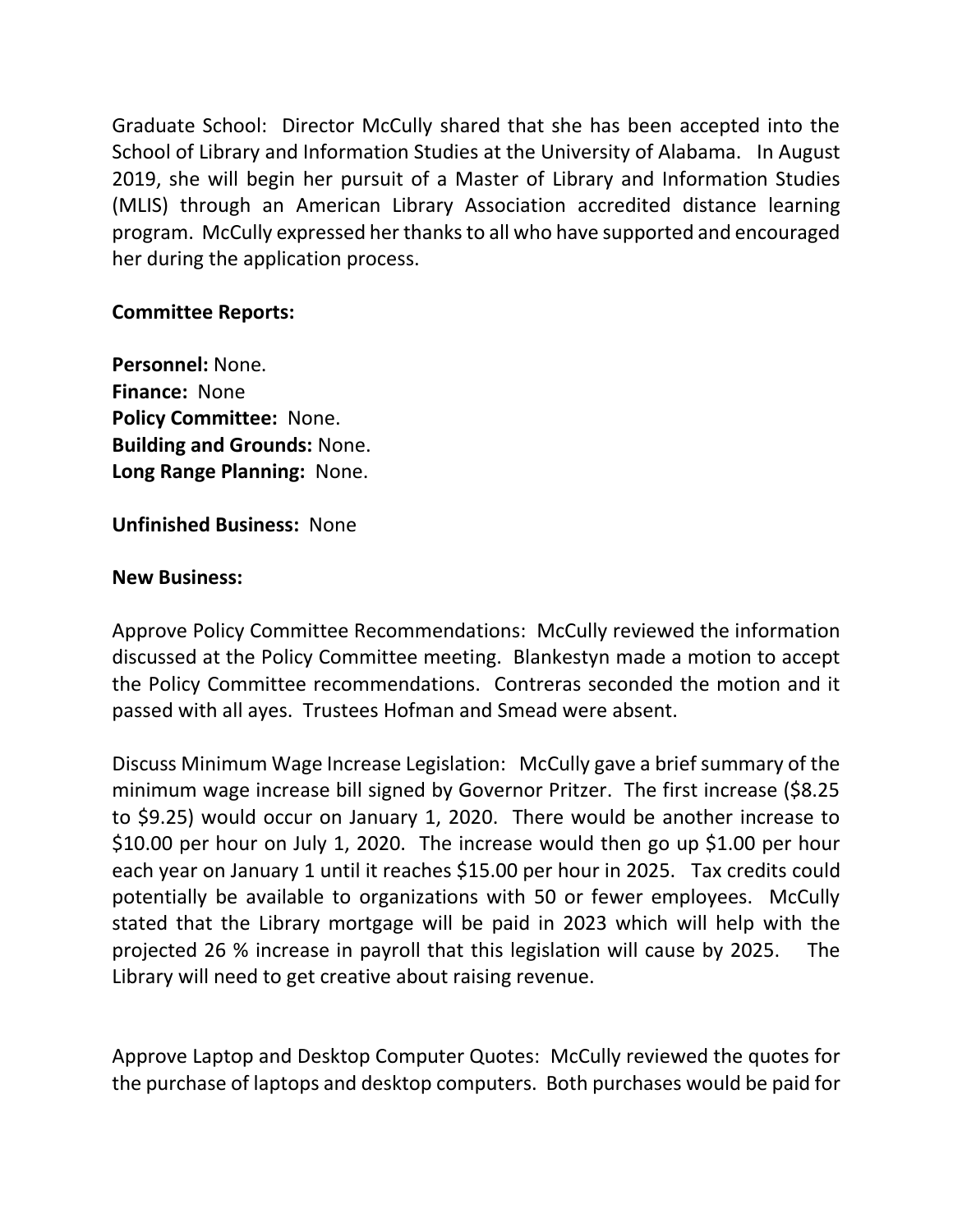Graduate School: Director McCully shared that she has been accepted into the School of Library and Information Studies at the University of Alabama. In August 2019, she will begin her pursuit of a Master of Library and Information Studies (MLIS) through an American Library Association accredited distance learning program. McCully expressed her thanks to all who have supported and encouraged her during the application process.

**Committee Reports:**

**Personnel:** None.
**Finance:** None
**Policy Committee:** None.
**Building and Grounds:** None.
**Long Range Planning:** None.

**Unfinished Business:** None

**New Business:**

Approve Policy Committee Recommendations: McCully reviewed the information discussed at the Policy Committee meeting. Blankestyn made a motion to accept the Policy Committee recommendations. Contreras seconded the motion and it passed with all ayes. Trustees Hofman and Smead were absent.

Discuss Minimum Wage Increase Legislation: McCully gave a brief summary of the minimum wage increase bill signed by Governor Pritzer. The first increase ($8.25 to $9.25) would occur on January 1, 2020. There would be another increase to $10.00 per hour on July 1, 2020. The increase would then go up $1.00 per hour each year on January 1 until it reaches $15.00 per hour in 2025. Tax credits could potentially be available to organizations with 50 or fewer employees. McCully stated that the Library mortgage will be paid in 2023 which will help with the projected 26 % increase in payroll that this legislation will cause by 2025. The Library will need to get creative about raising revenue.

Approve Laptop and Desktop Computer Quotes: McCully reviewed the quotes for the purchase of laptops and desktop computers. Both purchases would be paid for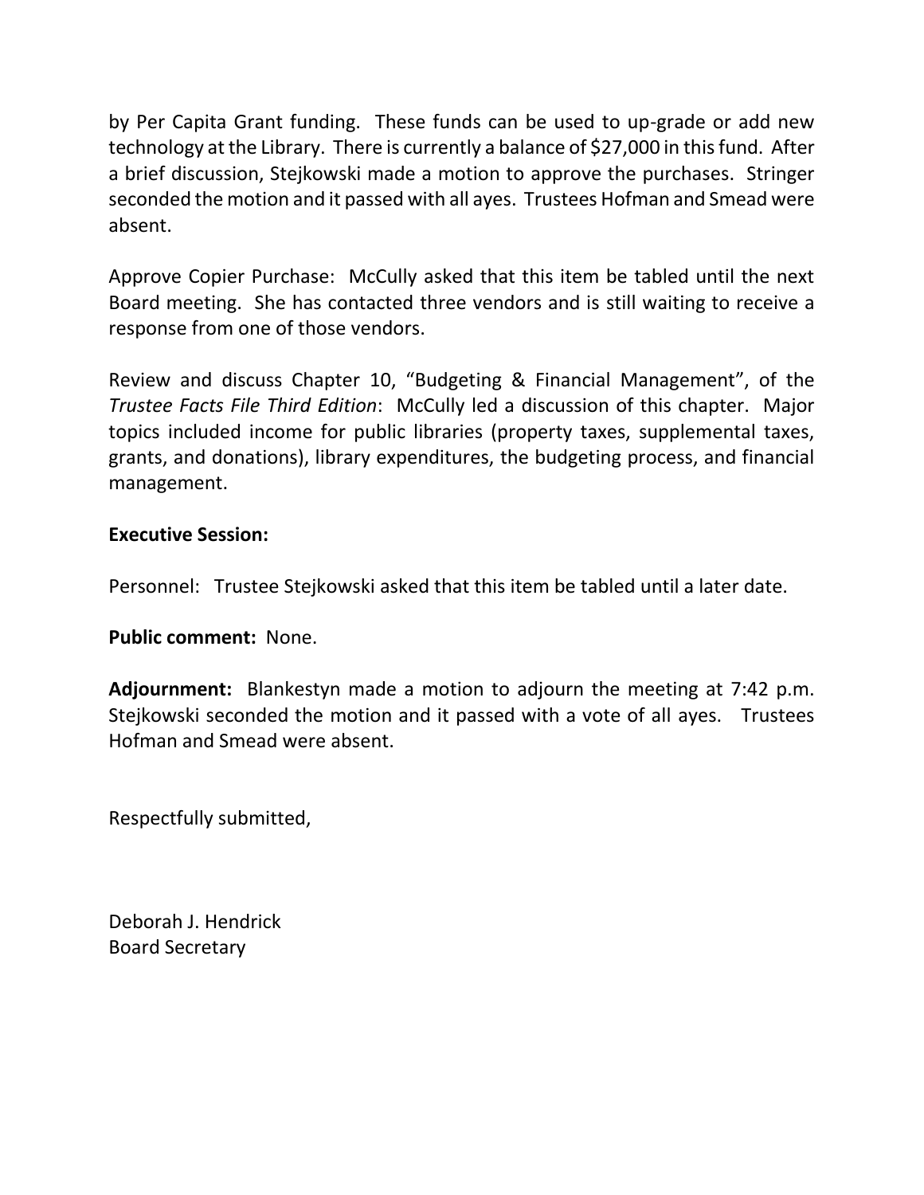by Per Capita Grant funding. These funds can be used to up-grade or add new technology at the Library. There is currently a balance of $27,000 in this fund. After a brief discussion, Stejkowski made a motion to approve the purchases. Stringer seconded the motion and it passed with all ayes. Trustees Hofman and Smead were absent.

Approve Copier Purchase: McCully asked that this item be tabled until the next Board meeting. She has contacted three vendors and is still waiting to receive a response from one of those vendors.

Review and discuss Chapter 10, "Budgeting & Financial Management", of the *Trustee Facts File Third Edition*: McCully led a discussion of this chapter. Major topics included income for public libraries (property taxes, supplemental taxes, grants, and donations), library expenditures, the budgeting process, and financial management.

**Executive Session:**

Personnel: Trustee Stejkowski asked that this item be tabled until a later date.

**Public comment:** None.

**Adjournment:** Blankestyn made a motion to adjourn the meeting at 7:42 p.m. Stejkowski seconded the motion and it passed with a vote of all ayes. Trustees Hofman and Smead were absent.

Respectfully submitted,

Deborah J. Hendrick
Board Secretary